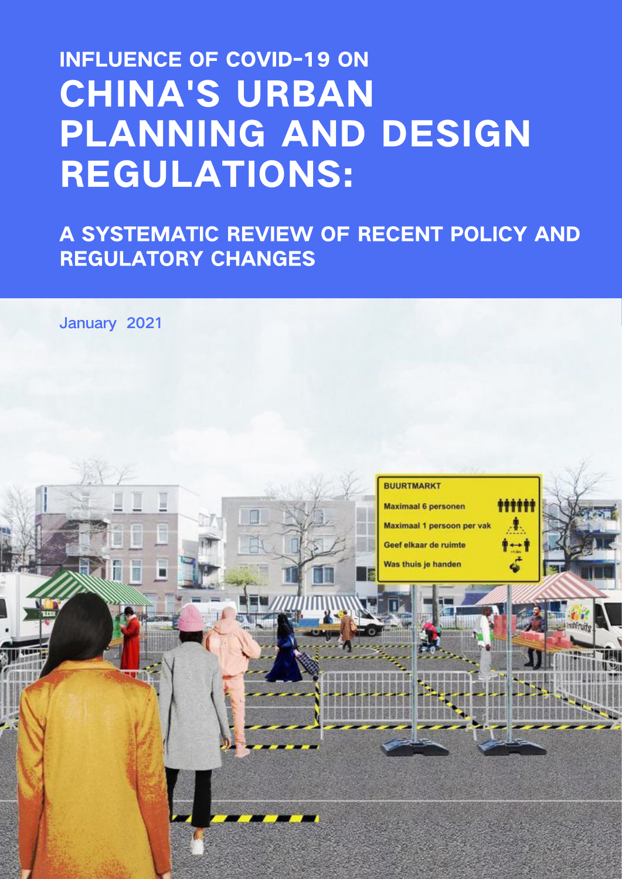# INFLUENCE OF COVID-19 ON CHINA'S URBAN PLANNING AND DESIGN REGULATIONS:

## A SYSTEMATIC REVIEW OF RECENT POLICY AND REGULATORY CHANGES

January 2021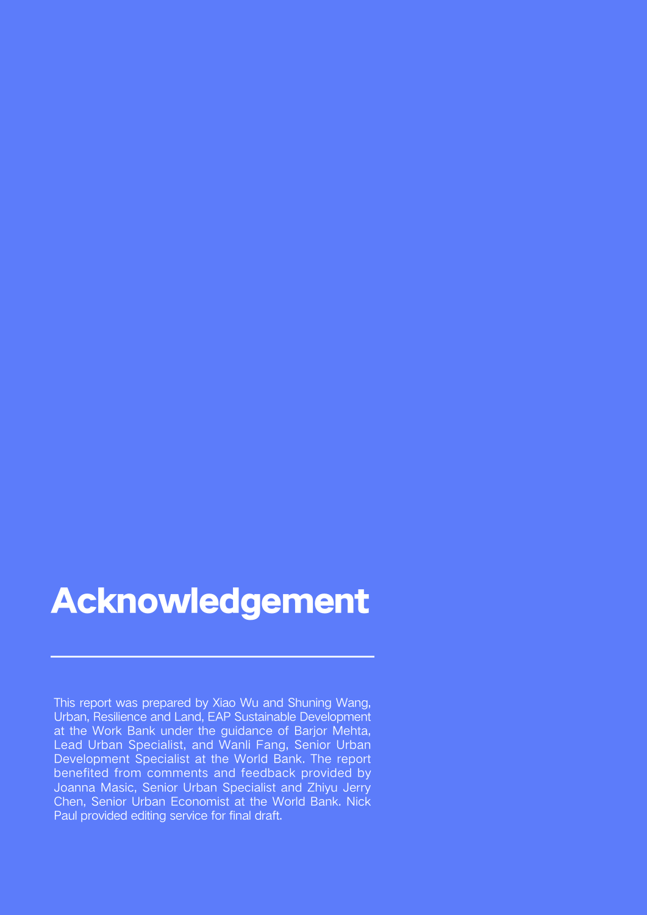# Acknowledgement

This report was prepared by Xiao Wu and Shuning Wang, Urban, Resilience and Land, EAP Sustainable Development at the Work Bank under the guidance of Barjor Mehta, Lead Urban Specialist, and Wanli Fang, Senior Urban Development Specialist at the World Bank. The report benefited from comments and feedback provided by Joanna Masic, Senior Urban Specialist and Zhiyu Jerry Chen, Senior Urban Economist at the World Bank. Nick Paul provided editing service for final draft.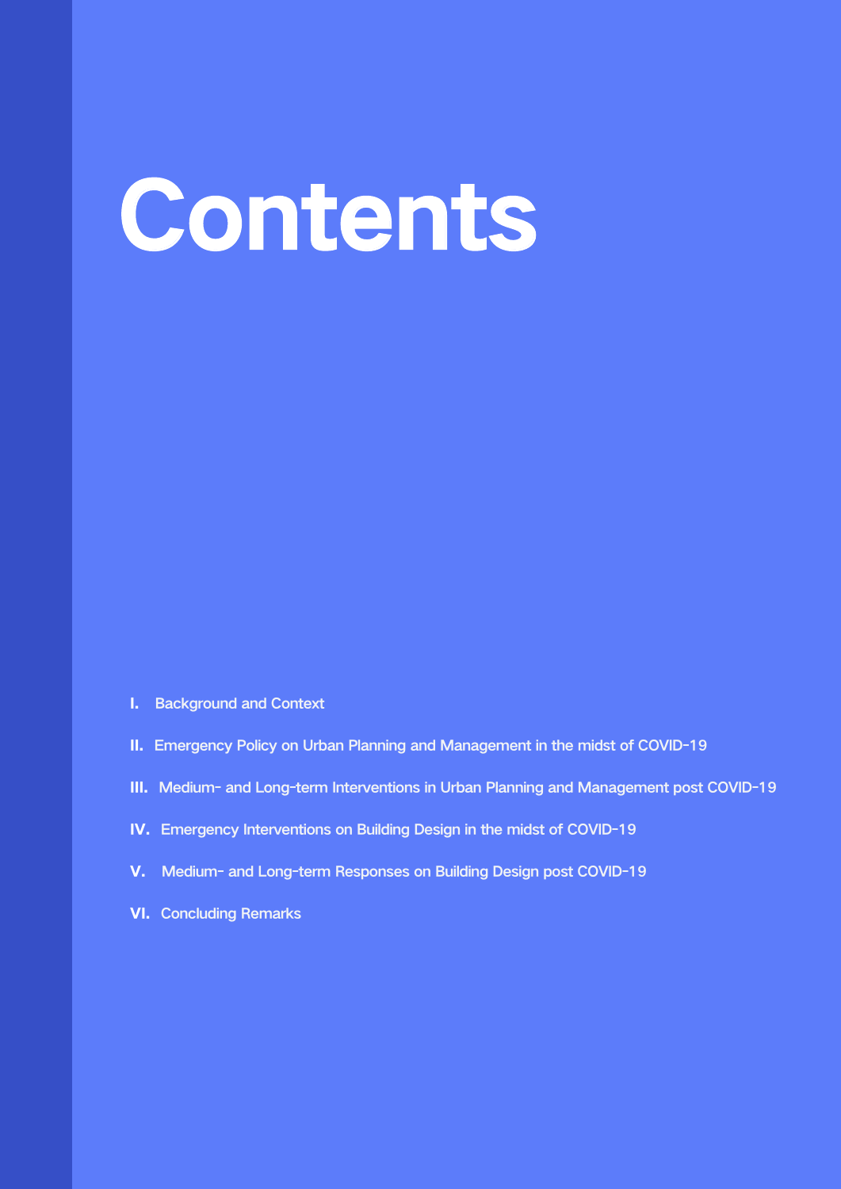# Contents

- **I.** Background and Context
- **II.** Emergency Policy on Urban Planning and Management in the midst of COVID-19
- **III.** Medium- and Long-term Interventions in Urban Planning and Management post COVID-19
- **IV.** Emergency Interventions on Building Design in the midst of COVID-19
- **V.** Medium- and Long-term Responses on Building Design post COVID-19
- **VI.** Concluding Remarks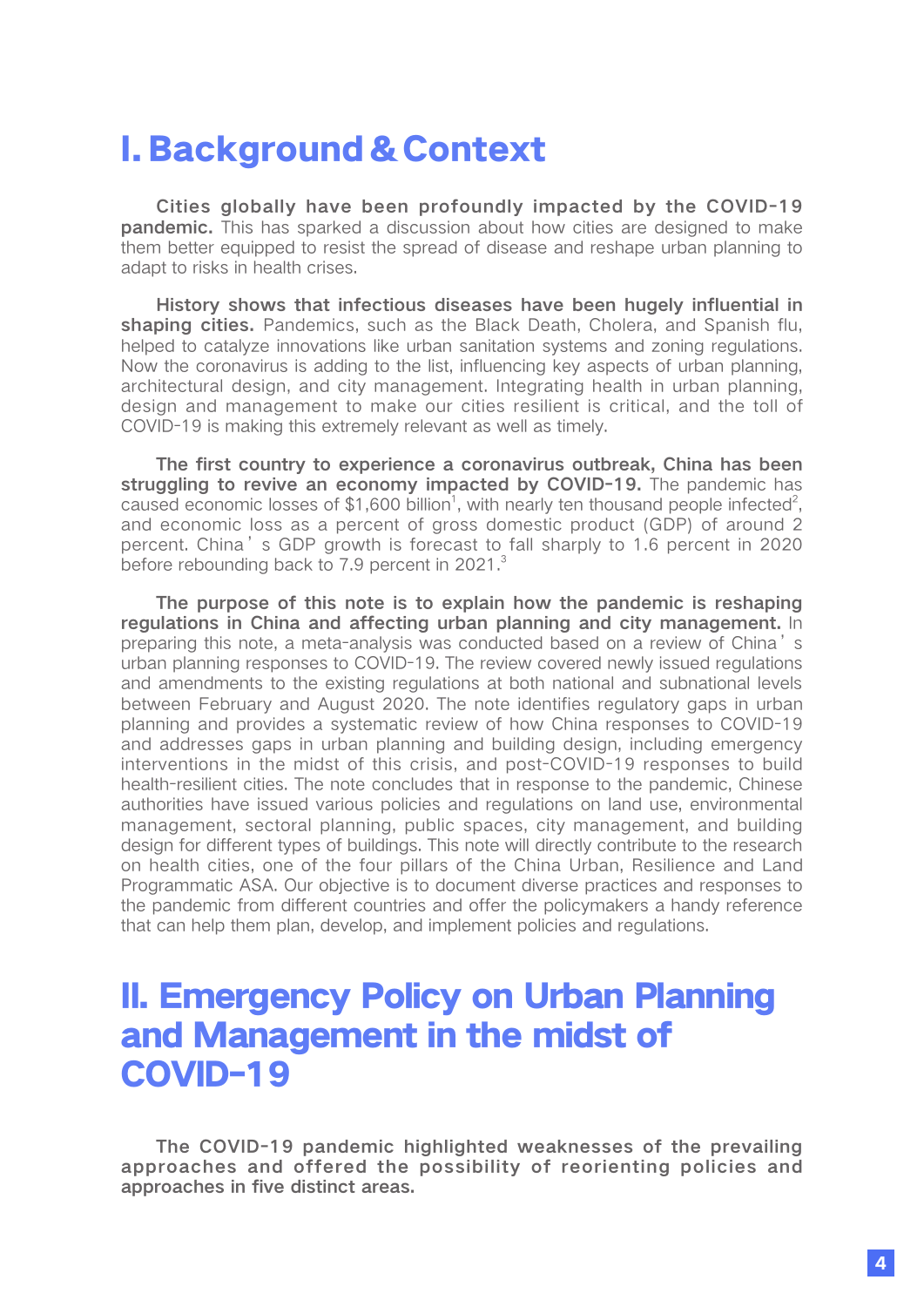# I. Background & Context

**Cities globally have been profoundly impacted by the COVID-19 pandemic.** This has sparked a discussion about how cities are designed to make them better equipped to resist the spread of disease and reshape urban planning to adapt to risks in health crises.

**History shows that infectious diseases have been hugely influential in shaping cities.** Pandemics, such as the Black Death, Cholera, and Spanish flu, helped to catalyze innovations like urban sanitation systems and zoning regulations. Now the coronavirus is adding to the list, influencing key aspects of urban planning, architectural design, and city management. Integrating health in urban planning, design and management to make our cities resilient is critical, and the toll of COVID-19 is making this extremely relevant as well as timely.

**The first country to experience a coronavirus outbreak, China has been struggling to revive an economy impacted by COVID-19.** The pandemic has caused economic losses of $1,600 billion[1], with nearly ten thousand people infected[2], and economic loss as a percent of gross domestic product (GDP) of around 2 percent. China's GDP growth is forecast to fall sharply to 1.6 percent in 2020 before rebounding back to 7.9 percent in 2021.[3]

**The purpose of this note is to explain how the pandemic is reshaping regulations in China and affecting urban planning and city management.** In preparing this note, a meta-analysis was conducted based on a review of China's urban planning responses to COVID-19. The review covered newly issued regulations and amendments to the existing regulations at both national and subnational levels between February and August 2020. The note identifies regulatory gaps in urban planning and provides a systematic review of how China responses to COVID-19 and addresses gaps in urban planning and building design, including emergency interventions in the midst of this crisis, and post-COVID-19 responses to build health-resilient cities. The note concludes that in response to the pandemic, Chinese authorities have issued various policies and regulations on land use, environmental management, sectoral planning, public spaces, city management, and building design for different types of buildings. This note will directly contribute to the research on health cities, one of the four pillars of the China Urban, Resilience and Land Programmatic ASA. Our objective is to document diverse practices and responses to the pandemic from different countries and offer the policymakers a handy reference that can help them plan, develop, and implement policies and regulations.

# II. Emergency Policy on Urban Planning and Management in the midst of COVID-19

**The COVID-19 pandemic highlighted weaknesses of the prevailing approaches and offered the possibility of reorienting policies and approaches in five distinct areas.**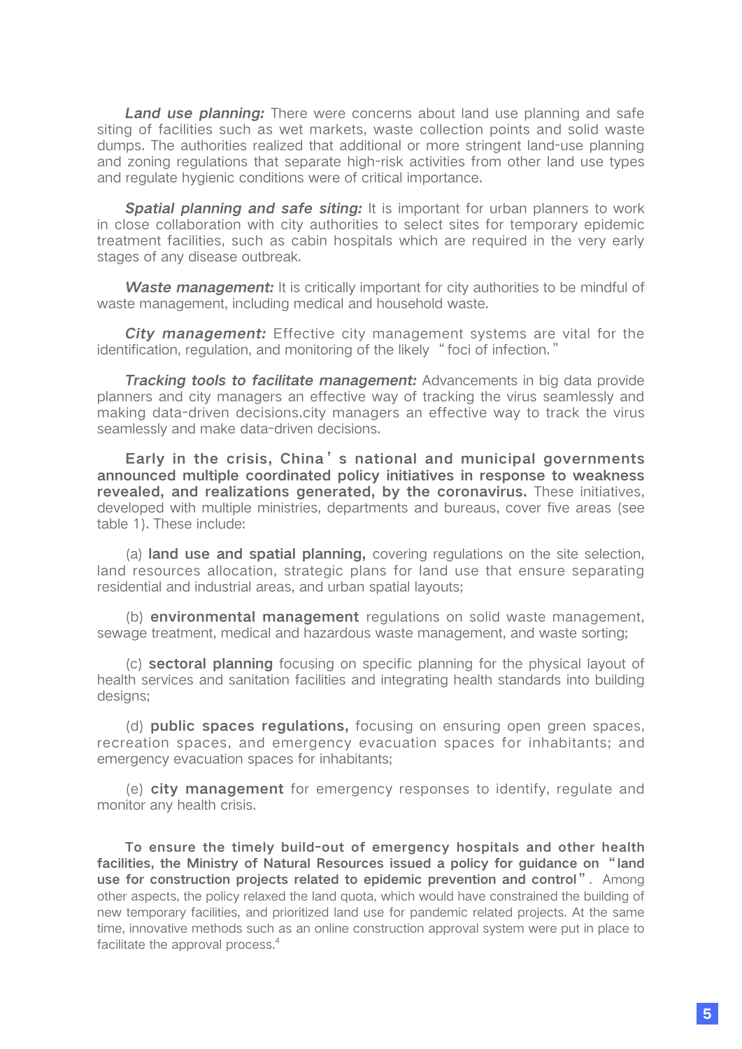***Land use planning:*** There were concerns about land use planning and safe siting of facilities such as wet markets, waste collection points and solid waste dumps. The authorities realized that additional or more stringent land-use planning and zoning regulations that separate high-risk activities from other land use types and regulate hygienic conditions were of critical importance.

***Spatial planning and safe siting:*** It is important for urban planners to work in close collaboration with city authorities to select sites for temporary epidemic treatment facilities, such as cabin hospitals which are required in the very early stages of any disease outbreak.

***Waste management:*** It is critically important for city authorities to be mindful of waste management, including medical and household waste.

***City management:*** Effective city management systems are vital for the identification, regulation, and monitoring of the likely "foci of infection."

***Tracking tools to facilitate management:*** Advancements in big data provide planners and city managers an effective way of tracking the virus seamlessly and making data-driven decisions.city managers an effective way to track the virus seamlessly and make data-driven decisions.

**Early in the crisis, China's national and municipal governments announced multiple coordinated policy initiatives in response to weakness revealed, and realizations generated, by the coronavirus.** These initiatives, developed with multiple ministries, departments and bureaus, cover five areas (see table 1). These include:

(a) **land use and spatial planning,** covering regulations on the site selection, land resources allocation, strategic plans for land use that ensure separating residential and industrial areas, and urban spatial layouts;

(b) **environmental management** regulations on solid waste management, sewage treatment, medical and hazardous waste management, and waste sorting;

(c) **sectoral planning** focusing on specific planning for the physical layout of health services and sanitation facilities and integrating health standards into building designs;

(d) **public spaces regulations,** focusing on ensuring open green spaces, recreation spaces, and emergency evacuation spaces for inhabitants; and emergency evacuation spaces for inhabitants;

(e) **city management** for emergency responses to identify, regulate and monitor any health crisis.

**To ensure the timely build-out of emergency hospitals and other health facilities, the Ministry of Natural Resources issued a policy for guidance on "land use for construction projects related to epidemic prevention and control".** Among other aspects, the policy relaxed the land quota, which would have constrained the building of new temporary facilities, and prioritized land use for pandemic related projects. At the same time, innovative methods such as an online construction approval system were put in place to facilitate the approval process.[4]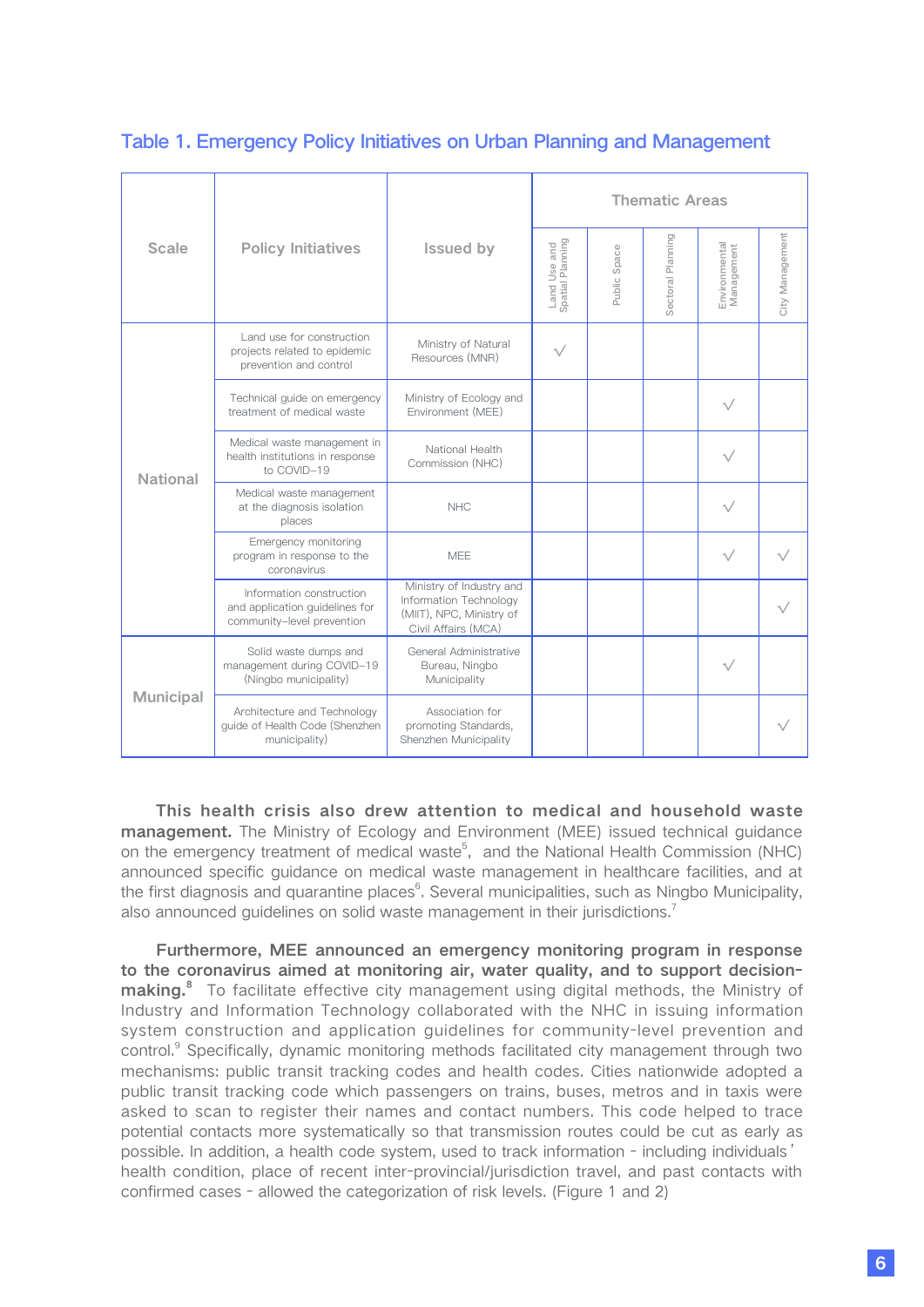## Table 1. Emergency Policy Initiatives on Urban Planning and Management

| Scale | Policy Initiatives | Issued by | Thematic Areas | | | | |
|---|---|---|---|---|---|---|---|
| | | | Land Use and Spatial Planning | Public Space | Sectoral Planning | Environmental Management | City Management |
| National | Land use for construction projects related to epidemic prevention and control | Ministry of Natural Resources (MNR) | √ | | | | |
| | Technical guide on emergency treatment of medical waste | Ministry of Ecology and Environment (MEE) | | | | √ | |
| | Medical waste management in health institutions in response to COVID-19 | National Health Commission (NHC) | | | | √ | |
| | Medical waste management at the diagnosis isolation places | NHC | | | | √ | |
| | Emergency monitoring program in response to the coronavirus | MEE | | | | √ | √ |
| | Information construction and application guidelines for community-level prevention | Ministry of Industry and Information Technology (MIIT), NPC, Ministry of Civil Affairs (MCA) | | | | | √ |
| Municipal | Solid waste dumps and management during COVID-19 (Ningbo municipality) | General Administrative Bureau, Ningbo Municipality | | | | √ | |
| | Architecture and Technology guide of Health Code (Shenzhen municipality) | Association for promoting Standards, Shenzhen Municipality | | | | | √ |

**This health crisis also drew attention to medical and household waste management.** The Ministry of Ecology and Environment (MEE) issued technical guidance on the emergency treatment of medical waste[5], and the National Health Commission (NHC) announced specific guidance on medical waste management in healthcare facilities, and at the first diagnosis and quarantine places[6]. Several municipalities, such as Ningbo Municipality, also announced guidelines on solid waste management in their jurisdictions.[7]

**Furthermore, MEE announced an emergency monitoring program in response to the coronavirus aimed at monitoring air, water quality, and to support decision-making.[8]** To facilitate effective city management using digital methods, the Ministry of Industry and Information Technology collaborated with the NHC in issuing information system construction and application guidelines for community-level prevention and control.[9] Specifically, dynamic monitoring methods facilitated city management through two mechanisms: public transit tracking codes and health codes. Cities nationwide adopted a public transit tracking code which passengers on trains, buses, metros and in taxis were asked to scan to register their names and contact numbers. This code helped to trace potential contacts more systematically so that transmission routes could be cut as early as possible. In addition, a health code system, used to track information - including individuals' health condition, place of recent inter-provincial/jurisdiction travel, and past contacts with confirmed cases - allowed the categorization of risk levels. (Figure 1 and 2)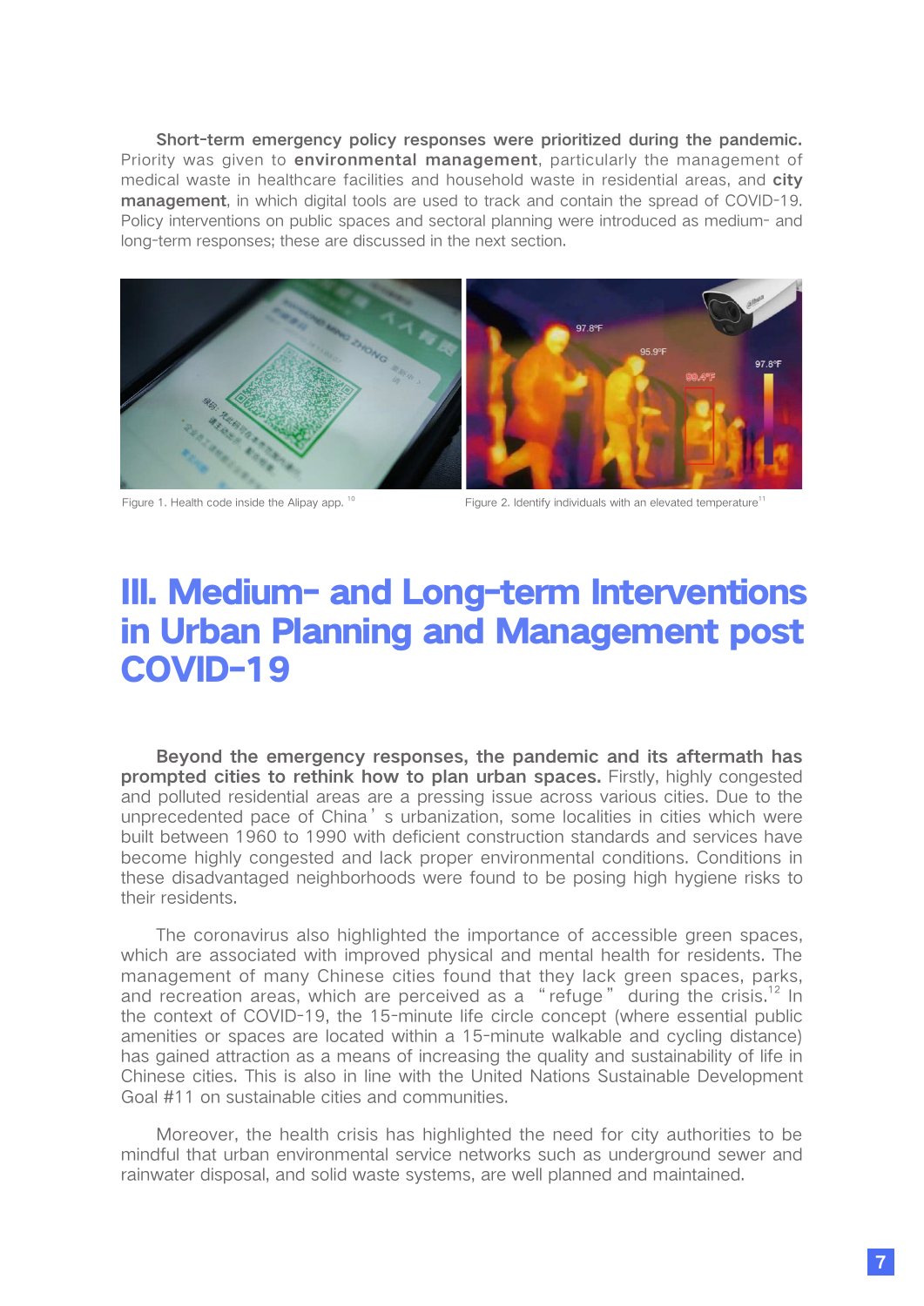**Short-term emergency policy responses were prioritized during the pandemic.** Priority was given to **environmental management**, particularly the management of medical waste in healthcare facilities and household waste in residential areas, and **city management**, in which digital tools are used to track and contain the spread of COVID-19. Policy interventions on public spaces and sectoral planning were introduced as medium- and long-term responses; these are discussed in the next section.

Figure 1. Health code inside the Alipay app. [10]

Figure 2. Identify individuals with an elevated temperature[11]

# III. Medium- and Long-term Interventions in Urban Planning and Management post COVID-19

**Beyond the emergency responses, the pandemic and its aftermath has prompted cities to rethink how to plan urban spaces.** Firstly, highly congested and polluted residential areas are a pressing issue across various cities. Due to the unprecedented pace of China's urbanization, some localities in cities which were built between 1960 to 1990 with deficient construction standards and services have become highly congested and lack proper environmental conditions. Conditions in these disadvantaged neighborhoods were found to be posing high hygiene risks to their residents.

The coronavirus also highlighted the importance of accessible green spaces, which are associated with improved physical and mental health for residents. The management of many Chinese cities found that they lack green spaces, parks, and recreation areas, which are perceived as a "refuge" during the crisis.[12] In the context of COVID-19, the 15-minute life circle concept (where essential public amenities or spaces are located within a 15-minute walkable and cycling distance) has gained attraction as a means of increasing the quality and sustainability of life in Chinese cities. This is also in line with the United Nations Sustainable Development Goal #11 on sustainable cities and communities.

Moreover, the health crisis has highlighted the need for city authorities to be mindful that urban environmental service networks such as underground sewer and rainwater disposal, and solid waste systems, are well planned and maintained.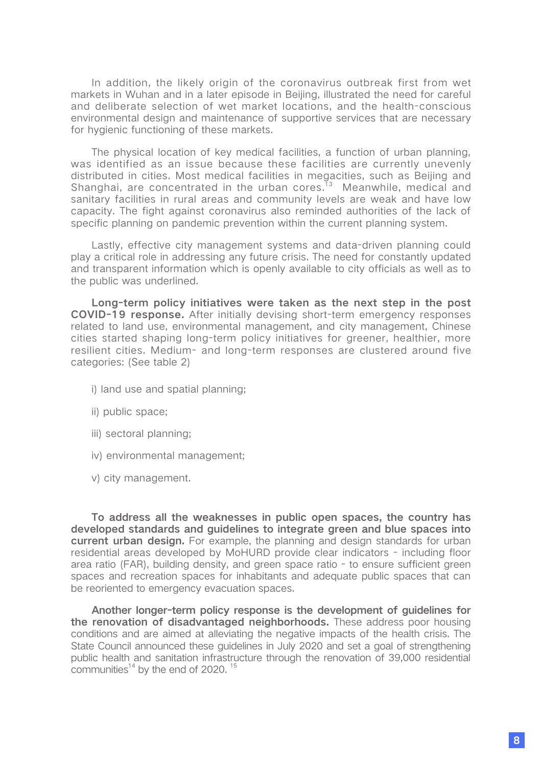In addition, the likely origin of the coronavirus outbreak first from wet markets in Wuhan and in a later episode in Beijing, illustrated the need for careful and deliberate selection of wet market locations, and the health-conscious environmental design and maintenance of supportive services that are necessary for hygienic functioning of these markets.

The physical location of key medical facilities, a function of urban planning, was identified as an issue because these facilities are currently unevenly distributed in cities. Most medical facilities in megacities, such as Beijing and Shanghai, are concentrated in the urban cores.[13] Meanwhile, medical and sanitary facilities in rural areas and community levels are weak and have low capacity. The fight against coronavirus also reminded authorities of the lack of specific planning on pandemic prevention within the current planning system.

Lastly, effective city management systems and data-driven planning could play a critical role in addressing any future crisis. The need for constantly updated and transparent information which is openly available to city officials as well as to the public was underlined.

**Long-term policy initiatives were taken as the next step in the post COVID-19 response.** After initially devising short-term emergency responses related to land use, environmental management, and city management, Chinese cities started shaping long-term policy initiatives for greener, healthier, more resilient cities. Medium- and long-term responses are clustered around five categories: (See table 2)

i) land use and spatial planning;

ii) public space;

iii) sectoral planning;

iv) environmental management;

v) city management.

**To address all the weaknesses in public open spaces, the country has developed standards and guidelines to integrate green and blue spaces into current urban design.** For example, the planning and design standards for urban residential areas developed by MoHURD provide clear indicators - including floor area ratio (FAR), building density, and green space ratio - to ensure sufficient green spaces and recreation spaces for inhabitants and adequate public spaces that can be reoriented to emergency evacuation spaces.

**Another longer-term policy response is the development of guidelines for the renovation of disadvantaged neighborhoods.** These address poor housing conditions and are aimed at alleviating the negative impacts of the health crisis. The State Council announced these guidelines in July 2020 and set a goal of strengthening public health and sanitation infrastructure through the renovation of 39,000 residential communities[14] by the end of 2020.[15]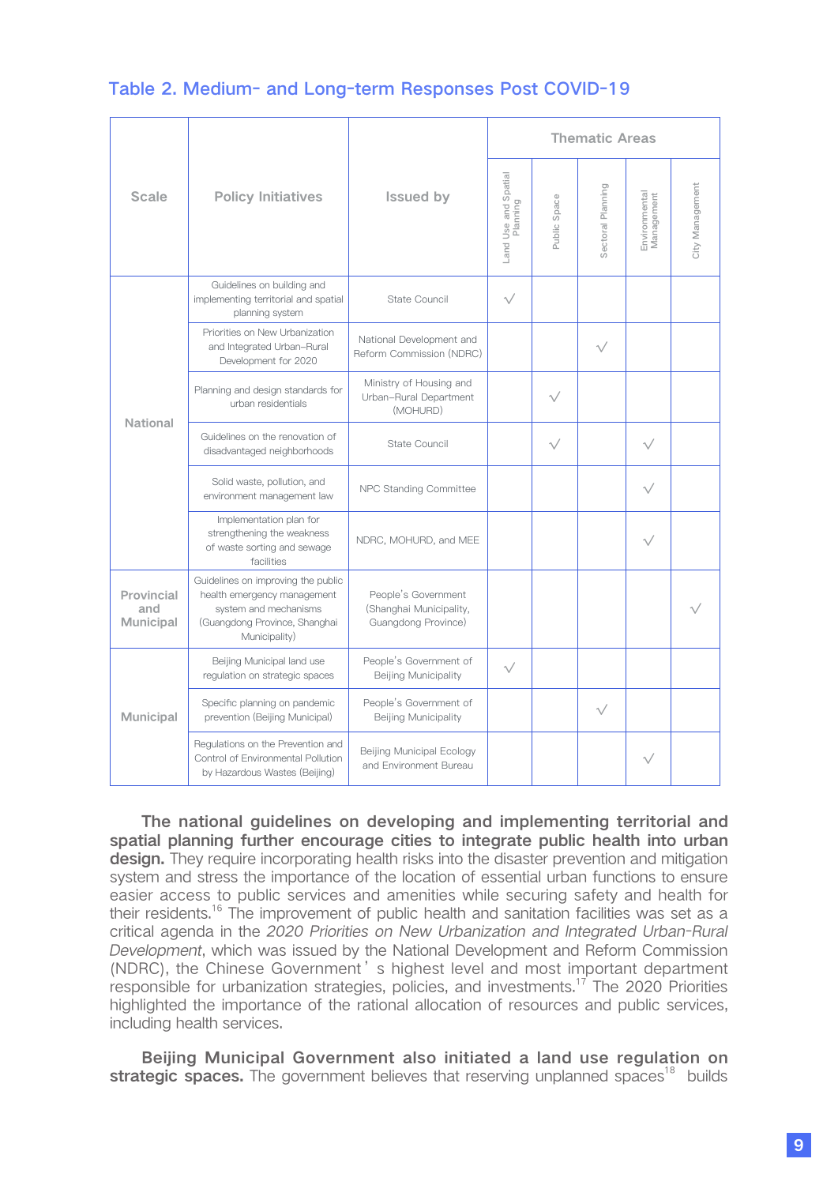## Table 2. Medium- and Long-term Responses Post COVID-19

| Scale | Policy Initiatives | Issued by | Thematic Areas | | | | |
|---|---|---|---|---|---|---|---|
| | | | Land Use and Spatial Planning | Public Space | Sectoral Planning | Environmental Management | City Management |
| National | Guidelines on building and implementing territorial and spatial planning system | State Council | √ | | | | |
| | Priorities on New Urbanization and Integrated Urban–Rural Development for 2020 | National Development and Reform Commission (NDRC) | | | √ | | |
| | Planning and design standards for urban residentials | Ministry of Housing and Urban–Rural Department (MOHURD) | | √ | | | |
| | Guidelines on the renovation of disadvantaged neighborhoods | State Council | | √ | | √ | |
| | Solid waste, pollution, and environment management law | NPC Standing Committee | | | | √ | |
| | Implementation plan for strengthening the weakness of waste sorting and sewage facilities | NDRC, MOHURD, and MEE | | | | √ | |
| Provincial and Municipal | Guidelines on improving the public health emergency management system and mechanisms (Guangdong Province, Shanghai Municipality) | People's Government (Shanghai Municipality, Guangdong Province) | | | | | √ |
| Municipal | Beijing Municipal land use regulation on strategic spaces | People's Government of Beijing Municipality | √ | | | | |
| | Specific planning on pandemic prevention (Beijing Municipal) | People's Government of Beijing Municipality | | | √ | | |
| | Regulations on the Prevention and Control of Environmental Pollution by Hazardous Wastes (Beijing) | Beijing Municipal Ecology and Environment Bureau | | | | √ | |

**The national guidelines on developing and implementing territorial and spatial planning further encourage cities to integrate public health into urban design.** They require incorporating health risks into the disaster prevention and mitigation system and stress the importance of the location of essential urban functions to ensure easier access to public services and amenities while securing safety and health for their residents.[16] The improvement of public health and sanitation facilities was set as a critical agenda in the *2020 Priorities on New Urbanization and Integrated Urban-Rural Development*, which was issued by the National Development and Reform Commission (NDRC), the Chinese Government's highest level and most important department responsible for urbanization strategies, policies, and investments.[17] The 2020 Priorities highlighted the importance of the rational allocation of resources and public services, including health services.

**Beijing Municipal Government also initiated a land use regulation on strategic spaces.** The government believes that reserving unplanned spaces[18] builds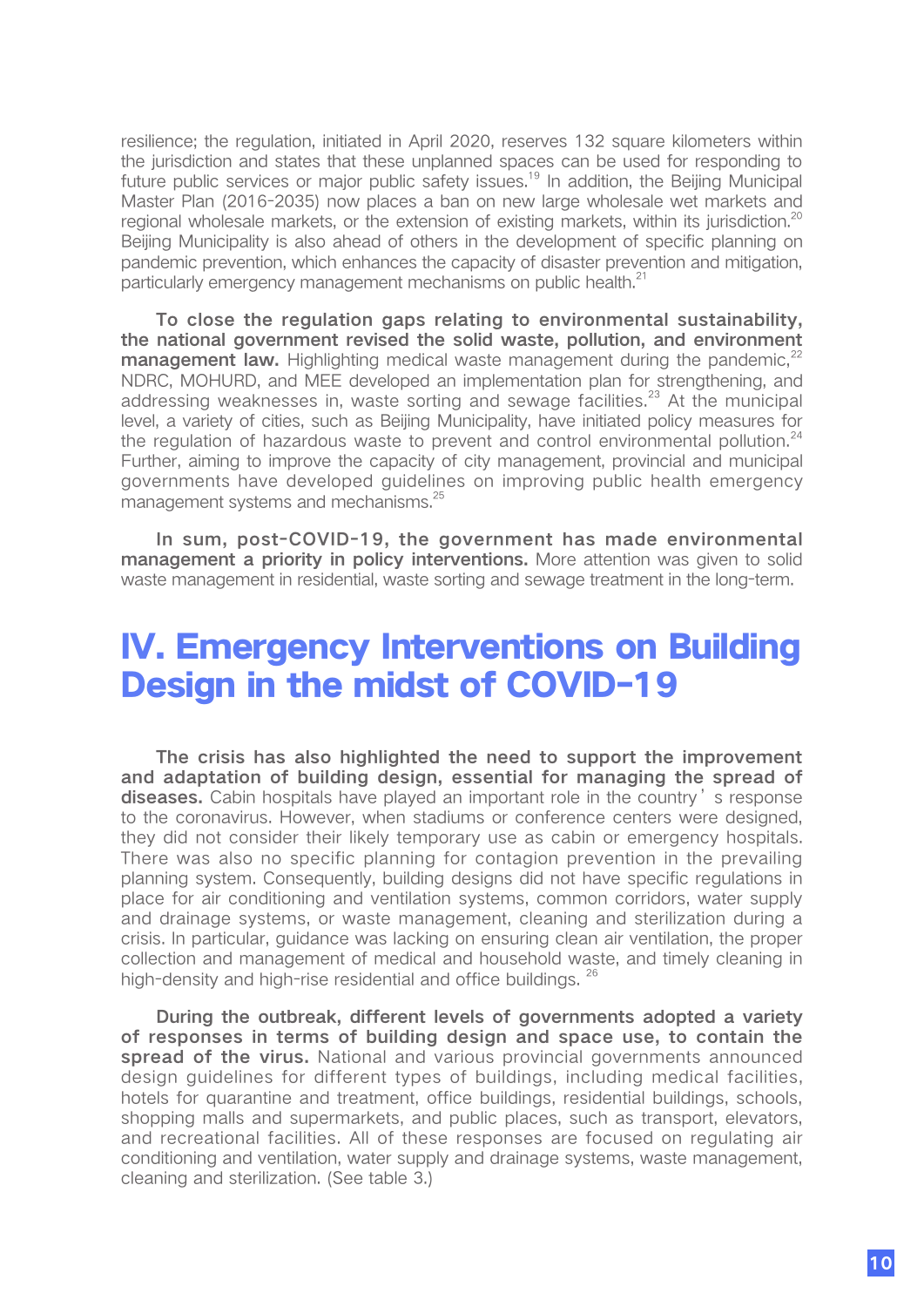resilience; the regulation, initiated in April 2020, reserves 132 square kilometers within the jurisdiction and states that these unplanned spaces can be used for responding to future public services or major public safety issues.[19] In addition, the Beijing Municipal Master Plan (2016-2035) now places a ban on new large wholesale wet markets and regional wholesale markets, or the extension of existing markets, within its jurisdiction.[20] Beijing Municipality is also ahead of others in the development of specific planning on pandemic prevention, which enhances the capacity of disaster prevention and mitigation, particularly emergency management mechanisms on public health.[21]

**To close the regulation gaps relating to environmental sustainability, the national government revised the solid waste, pollution, and environment management law.** Highlighting medical waste management during the pandemic,[22] NDRC, MOHURD, and MEE developed an implementation plan for strengthening, and addressing weaknesses in, waste sorting and sewage facilities.[23] At the municipal level, a variety of cities, such as Beijing Municipality, have initiated policy measures for the regulation of hazardous waste to prevent and control environmental pollution.[24] Further, aiming to improve the capacity of city management, provincial and municipal governments have developed guidelines on improving public health emergency management systems and mechanisms.[25]

**In sum, post-COVID-19, the government has made environmental management a priority in policy interventions.** More attention was given to solid waste management in residential, waste sorting and sewage treatment in the long-term.

# IV. Emergency Interventions on Building Design in the midst of COVID-19

**The crisis has also highlighted the need to support the improvement and adaptation of building design, essential for managing the spread of diseases.** Cabin hospitals have played an important role in the country's response to the coronavirus. However, when stadiums or conference centers were designed, they did not consider their likely temporary use as cabin or emergency hospitals. There was also no specific planning for contagion prevention in the prevailing planning system. Consequently, building designs did not have specific regulations in place for air conditioning and ventilation systems, common corridors, water supply and drainage systems, or waste management, cleaning and sterilization during a crisis. In particular, guidance was lacking on ensuring clean air ventilation, the proper collection and management of medical and household waste, and timely cleaning in high-density and high-rise residential and office buildings.[26]

**During the outbreak, different levels of governments adopted a variety of responses in terms of building design and space use, to contain the spread of the virus.** National and various provincial governments announced design guidelines for different types of buildings, including medical facilities, hotels for quarantine and treatment, office buildings, residential buildings, schools, shopping malls and supermarkets, and public places, such as transport, elevators, and recreational facilities. All of these responses are focused on regulating air conditioning and ventilation, water supply and drainage systems, waste management, cleaning and sterilization. (See table 3.)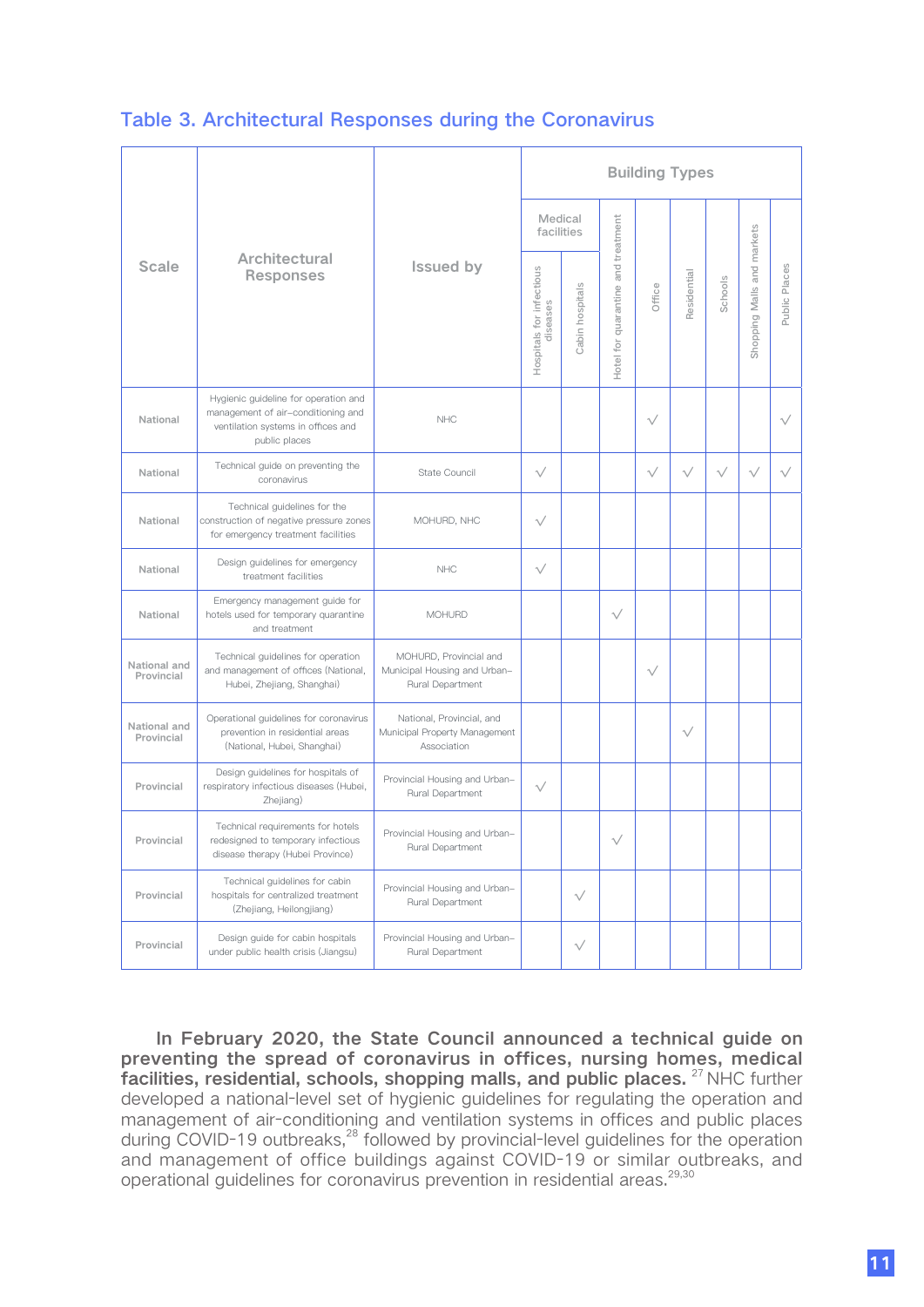## Table 3. Architectural Responses during the Coronavirus

| Scale | Architectural Responses | Issued by | Building Types | | | | | | | |
|---|---|---|---|---|---|---|---|---|---|---|
| | | | Medical facilities | | | | | | | |
| | | | Hospitals for infectious diseases | Cabin hospitals | Hotel for quarantine and treatment | Office | Residential | Schools | Shopping Malls and markets | Public Places |
| National | Hygienic guideline for operation and management of air-conditioning and ventilation systems in offices and public places | NHC | | | | √ | | | | √ |
| National | Technical guide on preventing the coronavirus | State Council | √ | | | √ | √ | √ | √ | √ |
| National | Technical guidelines for the construction of negative pressure zones for emergency treatment facilities | MOHURD, NHC | √ | | | | | | | |
| National | Design guidelines for emergency treatment facilities | NHC | √ | | | | | | | |
| National | Emergency management guide for hotels used for temporary quarantine and treatment | MOHURD | | | √ | | | | | |
| National and Provincial | Technical guidelines for operation and management of offices (National, Hubei, Zhejiang, Shanghai) | MOHURD, Provincial and Municipal Housing and Urban-Rural Department | | | | √ | | | | |
| National and Provincial | Operational guidelines for coronavirus prevention in residential areas (National, Hubei, Shanghai) | National, Provincial, and Municipal Property Management Association | | | | | √ | | | |
| Provincial | Design guidelines for hospitals of respiratory infectious diseases (Hubei, Zhejiang) | Provincial Housing and Urban-Rural Department | √ | | | | | | | |
| Provincial | Technical requirements for hotels redesigned to temporary infectious disease therapy (Hubei Province) | Provincial Housing and Urban-Rural Department | | | √ | | | | | |
| Provincial | Technical guidelines for cabin hospitals for centralized treatment (Zhejiang, Heilongjiang) | Provincial Housing and Urban-Rural Department | | √ | | | | | | |
| Provincial | Design guide for cabin hospitals under public health crisis (Jiangsu) | Provincial Housing and Urban-Rural Department | | √ | | | | | | |

**In February 2020, the State Council announced a technical guide on preventing the spread of coronavirus in offices, nursing homes, medical facilities, residential, schools, shopping malls, and public places.** [27] NHC further developed a national-level set of hygienic guidelines for regulating the operation and management of air-conditioning and ventilation systems in offices and public places during COVID-19 outbreaks,[28] followed by provincial-level guidelines for the operation and management of office buildings against COVID-19 or similar outbreaks, and operational guidelines for coronavirus prevention in residential areas.[29,30]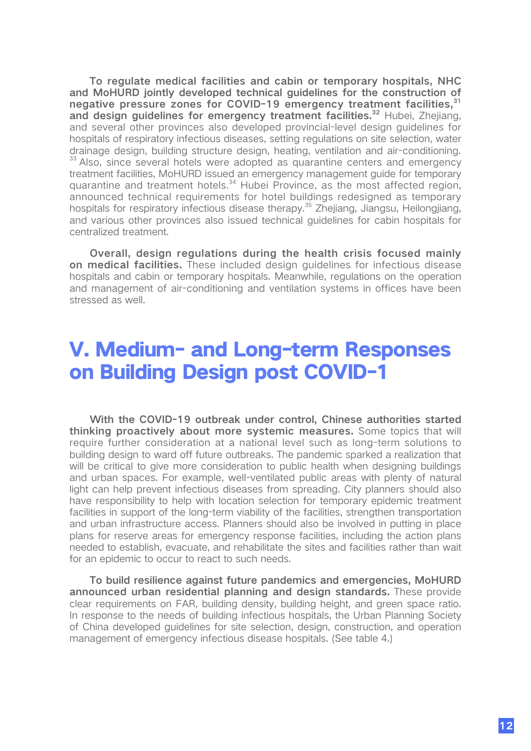**To regulate medical facilities and cabin or temporary hospitals, NHC and MoHURD jointly developed technical guidelines for the construction of negative pressure zones for COVID-19 emergency treatment facilities,[31] and design guidelines for emergency treatment facilities.[32]** Hubei, Zhejiang, and several other provinces also developed provincial-level design guidelines for hospitals of respiratory infectious diseases, setting regulations on site selection, water drainage design, building structure design, heating, ventilation and air-conditioning.[33] Also, since several hotels were adopted as quarantine centers and emergency treatment facilities, MoHURD issued an emergency management guide for temporary quarantine and treatment hotels.[34] Hubei Province, as the most affected region, announced technical requirements for hotel buildings redesigned as temporary hospitals for respiratory infectious disease therapy.[35] Zhejiang, Jiangsu, Heilongjiang, and various other provinces also issued technical guidelines for cabin hospitals for centralized treatment.

**Overall, design regulations during the health crisis focused mainly on medical facilities.** These included design guidelines for infectious disease hospitals and cabin or temporary hospitals. Meanwhile, regulations on the operation and management of air-conditioning and ventilation systems in offices have been stressed as well.

# V. Medium- and Long-term Responses on Building Design post COVID-1

**With the COVID-19 outbreak under control, Chinese authorities started thinking proactively about more systemic measures.** Some topics that will require further consideration at a national level such as long-term solutions to building design to ward off future outbreaks. The pandemic sparked a realization that will be critical to give more consideration to public health when designing buildings and urban spaces. For example, well-ventilated public areas with plenty of natural light can help prevent infectious diseases from spreading. City planners should also have responsibility to help with location selection for temporary epidemic treatment facilities in support of the long-term viability of the facilities, strengthen transportation and urban infrastructure access. Planners should also be involved in putting in place plans for reserve areas for emergency response facilities, including the action plans needed to establish, evacuate, and rehabilitate the sites and facilities rather than wait for an epidemic to occur to react to such needs.

**To build resilience against future pandemics and emergencies, MoHURD announced urban residential planning and design standards.** These provide clear requirements on FAR, building density, building height, and green space ratio. In response to the needs of building infectious hospitals, the Urban Planning Society of China developed guidelines for site selection, design, construction, and operation management of emergency infectious disease hospitals. (See table 4.)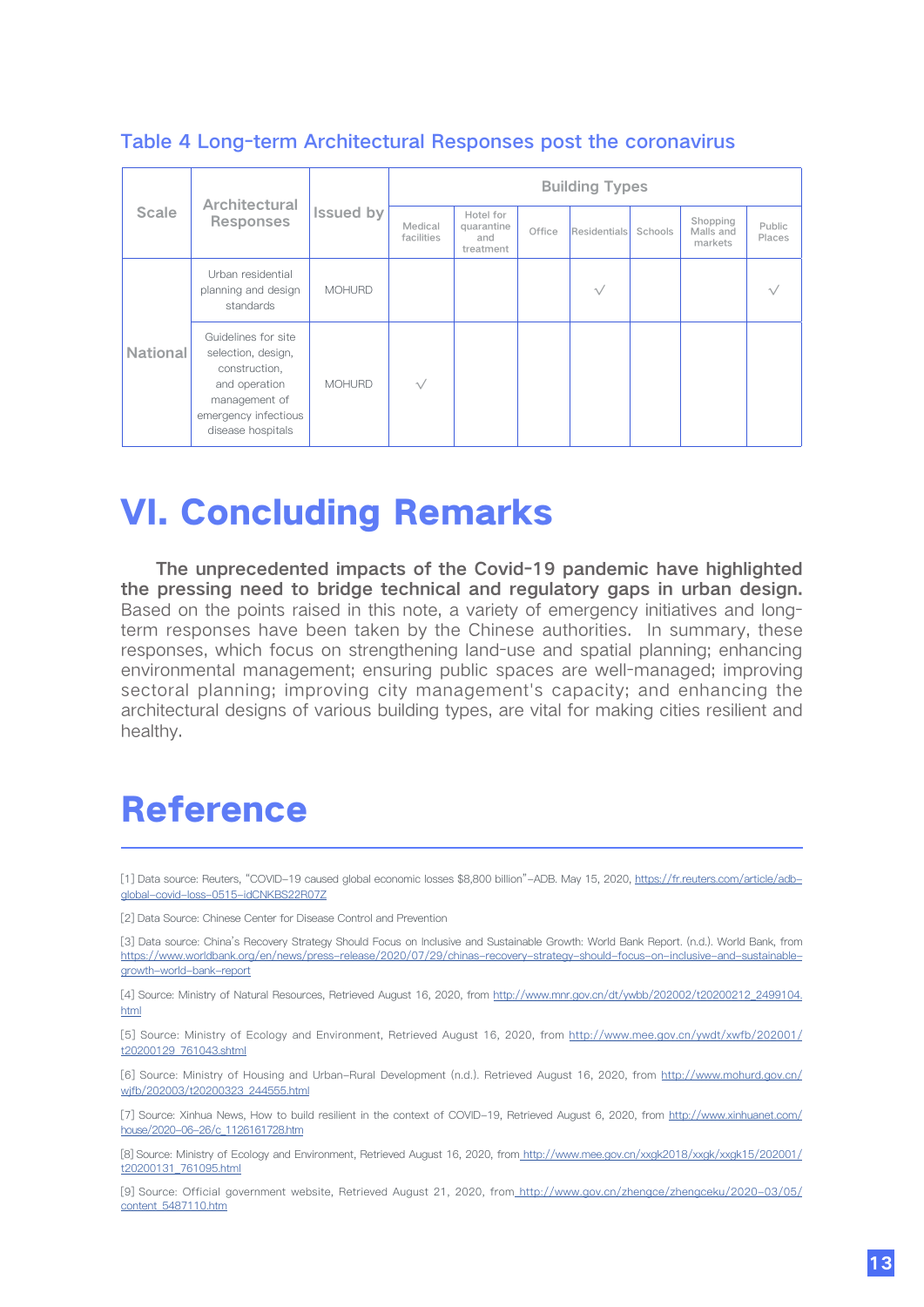Table 4 Long-term Architectural Responses post the coronavirus

| Scale | Architectural Responses | Issued by | Building Types | | | | | | |
|---|---|---|---|---|---|---|---|---|---|
| | | | Medical facilities | Hotel for quarantine and treatment | Office | Residentials | Schools | Shopping Malls and markets | Public Places |
| National | Urban residential planning and design standards | MOHURD | | | | √ | | | √ |
| | Guidelines for site selection, design, construction, and operation management of emergency infectious disease hospitals | MOHURD | √ | | | | | | |

# VI. Concluding Remarks

**The unprecedented impacts of the Covid-19 pandemic have highlighted the pressing need to bridge technical and regulatory gaps in urban design.** Based on the points raised in this note, a variety of emergency initiatives and long-term responses have been taken by the Chinese authorities. In summary, these responses, which focus on strengthening land-use and spatial planning; enhancing environmental management; ensuring public spaces are well-managed; improving sectoral planning; improving city management's capacity; and enhancing the architectural designs of various building types, are vital for making cities resilient and healthy.

# Reference

[1] Data source: Reuters, "COVID-19 caused global economic losses $8,800 billion"-ADB. May 15, 2020, https://fr.reuters.com/article/adb-global-covid-loss-0515-idCNKBS22R07Z

[2] Data Source: Chinese Center for Disease Control and Prevention

[3] Data source: China's Recovery Strategy Should Focus on Inclusive and Sustainable Growth: World Bank Report. (n.d.). World Bank, from https://www.worldbank.org/en/news/press-release/2020/07/29/chinas-recovery-strategy-should-focus-on-inclusive-and-sustainable-growth-world-bank-report

[4] Source: Ministry of Natural Resources, Retrieved August 16, 2020, from http://www.mnr.gov.cn/dt/ywbb/202002/t20200212_2499104.html

[5] Source: Ministry of Ecology and Environment, Retrieved August 16, 2020, from http://www.mee.gov.cn/ywdt/xwfb/202001/t20200129_761043.shtml

[6] Source: Ministry of Housing and Urban-Rural Development (n.d.). Retrieved August 16, 2020, from http://www.mohurd.gov.cn/wjfb/202003/t20200323_244555.html

[7] Source: Xinhua News, How to build resilient in the context of COVID-19, Retrieved August 6, 2020, from http://www.xinhuanet.com/house/2020-06-26/c_1126161728.htm

[8] Source: Ministry of Ecology and Environment, Retrieved August 16, 2020, from http://www.mee.gov.cn/xxgk2018/xxgk/xxgk15/202001/t20200131_761095.html

[9] Source: Official government website, Retrieved August 21, 2020, from http://www.gov.cn/zhengce/zhengceku/2020-03/05/content_5487110.htm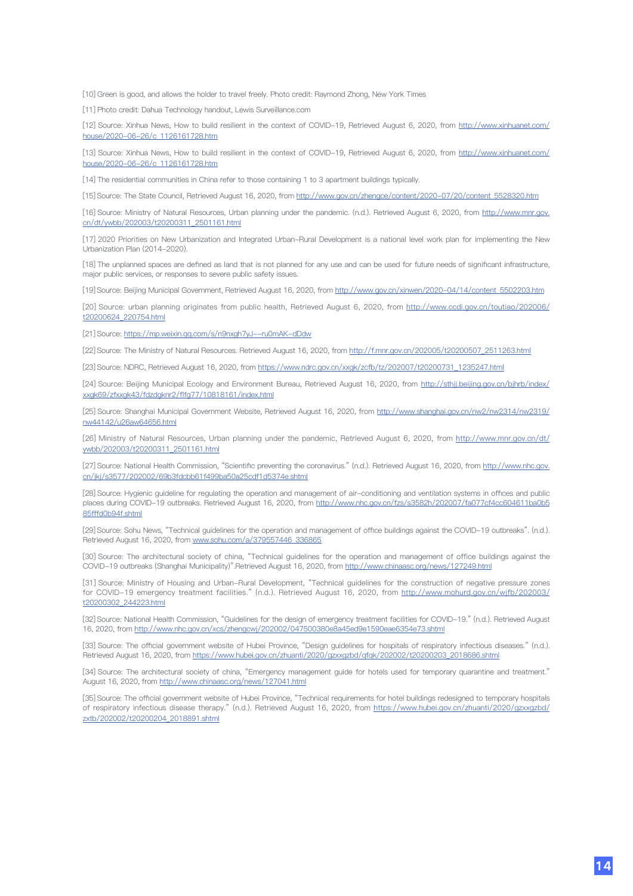[10] Green is good, and allows the holder to travel freely. Photo credit: Raymond Zhong, New York Times

[11] Photo credit: Dahua Technology handout, Lewis Surveillance.com

[12] Source: Xinhua News, How to build resilient in the context of COVID–19, Retrieved August 6, 2020, from http://www.xinhuanet.com/house/2020–06–26/c_1126161728.htm

[13] Source: Xinhua News, How to build resilient in the context of COVID–19, Retrieved August 6, 2020, from http://www.xinhuanet.com/house/2020–06–26/c_1126161728.htm

[14] The residential communities in China refer to those containing 1 to 3 apartment buildings typically.

[15] Source: The State Council, Retrieved August 16, 2020, from http://www.gov.cn/zhengce/content/2020–07/20/content_5528320.htm

[16] Source: Ministry of Natural Resources, Urban planning under the pandemic. (n.d.). Retrieved August 6, 2020, from http://www.mnr.gov.cn/dt/ywbb/202003/t20200311_2501161.html

[17] 2020 Priorities on New Urbanization and Integrated Urban–Rural Development is a national level work plan for implementing the New Urbanization Plan (2014–2020).

[18] The unplanned spaces are defined as land that is not planned for any use and can be used for future needs of significant infrastructure, major public services, or responses to severe public safety issues.

[19] Source: Beijing Municipal Government, Retrieved August 16, 2020, from http://www.gov.cn/xinwen/2020–04/14/content_5502203.htm

[20] Source: urban planning originates from public health, Retrieved August 6, 2020, from http://www.ccdi.gov.cn/toutiao/202006/t20200624_220754.html

[21] Source: https://mp.weixin.qq.com/s/n9nxgh7yJ––ru0mAK–dDdw

[22] Source: The Ministry of Natural Resources. Retrieved August 16, 2020, from http://f.mnr.gov.cn/202005/t20200507_2511263.html

[23] Source: NDRC, Retrieved August 16, 2020, from https://www.ndrc.gov.cn/xxgk/zcfb/tz/202007/t20200731_1235247.html

[24] Source: Beijing Municipal Ecology and Environment Bureau, Retrieved August 16, 2020, from http://sthjj.beijing.gov.cn/bjhrb/index/xxgk69/zfxxgk43/fdzdgknr2/flfg77/10818161/index.html

[25] Source: Shanghai Municipal Government Website, Retrieved August 16, 2020, from http://www.shanghai.gov.cn/nw2/nw2314/nw2319/nw44142/u26aw64656.html

[26] Ministry of Natural Resources, Urban planning under the pandemic, Retrieved August 6, 2020, from http://www.mnr.gov.cn/dt/ywbb/202003/t20200311_2501161.html

[27] Source: National Health Commission, "Scientific preventing the coronavirus." (n.d.). Retrieved August 16, 2020, from http://www.nhc.gov.cn/jkj/s3577/202002/69b3fdcbb61f499ba50a25cdf1d5374e.shtml

[28] Source: Hygienic guideline for regulating the operation and management of air–conditioning and ventilation systems in offices and public places during COVID–19 outbreaks. Retrieved August 16, 2020, from http://www.nhc.gov.cn/fzs/s3582h/202007/fa077cf4cc604611ba0b585fffd0b94f.shtml

[29] Source: Sohu News, "Technical guidelines for the operation and management of office buildings against the COVID–19 outbreaks". (n.d.). Retrieved August 16, 2020, from www.sohu.com/a/379557446_336865

[30] Source: The architectural society of china, "Technical guidelines for the operation and management of office buildings against the COVID–19 outbreaks (Shanghai Municipality)".Retrieved August 16, 2020, from http://www.chinaasc.org/news/127249.html

[31] Source: Ministry of Housing and Urban–Rural Development, "Technical guidelines for the construction of negative pressure zones for COVID–19 emergency treatment facilities." (n.d.). Retrieved August 16, 2020, from http://www.mohurd.gov.cn/wjfb/202003/t20200302_244223.html

[32] Source: National Health Commission, "Guidelines for the design of emergency treatment facilities for COVID–19." (n.d.). Retrieved August 16, 2020, from http://www.nhc.gov.cn/xcs/zhengcwj/202002/047500380e8a45ed9e1590eae6354e73.shtml

[33] Source: The official government website of Hubei Province, "Design guidelines for hospitals of respiratory infectious diseases." (n.d.). Retrieved August 16, 2020, from https://www.hubei.gov.cn/zhuanti/2020/gzxxgzbd/qfqk/202002/t20200203_2018686.shtml

[34] Source: The architectural society of china, "Emergency management guide for hotels used for temporary quarantine and treatment." August 16, 2020, from http://www.chinaasc.org/news/127041.html

[35] Source: The official government website of Hubei Province, "Technical requirements for hotel buildings redesigned to temporary hospitals of respiratory infectious disease therapy." (n.d.). Retrieved August 16, 2020, from https://www.hubei.gov.cn/zhuanti/2020/gzxxgzbd/zxtb/202002/t20200204_2018891.shtml